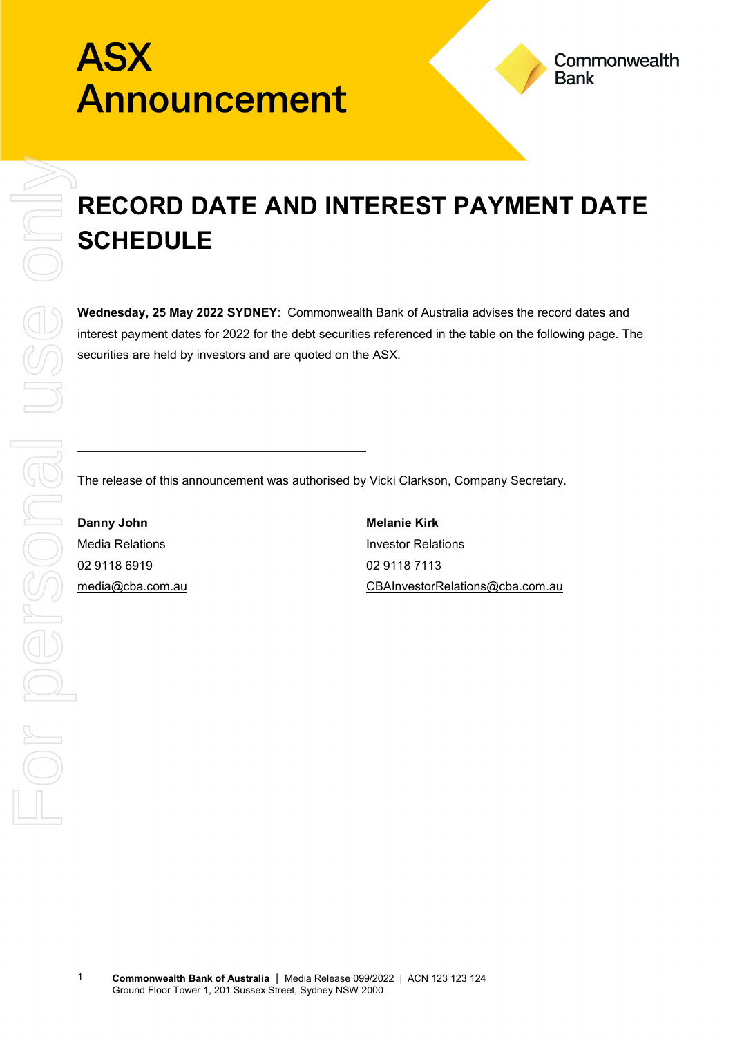# ASX Announcement

Commonwealth Bank

## RECORD DATE AND INTEREST PAYMENT DATE SCHEDULE

**Wednesday, 25 May 2022 SYDNEY**: Commonwealth Bank of Australia advises the record dates and interest payment dates for 2022 for the debt securities referenced in the table on the following page. The securities are held by investors and are quoted on the ASX.

---

The release of this announcement was authorised by Vicki Clarkson, Company Secretary.

**Danny John**
Media Relations
02 9118 6919
media@cba.com.au

**Melanie Kirk**
Investor Relations
02 9118 7113
CBAInvestorRelations@cba.com.au

**Commonwealth Bank of Australia** | Media Release 099/2022 | ACN 123 123 124
Ground Floor Tower 1, 201 Sussex Street, Sydney NSW 2000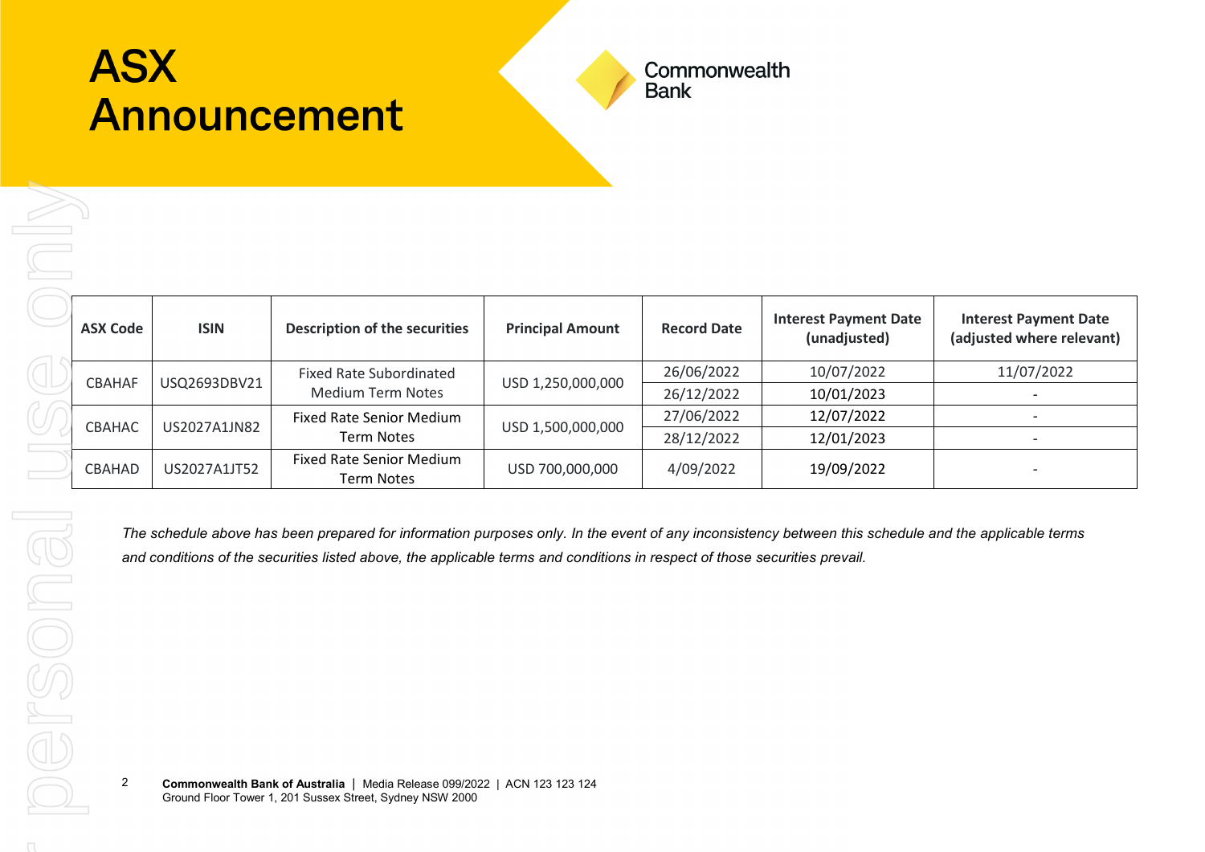# ASX Announcement

| ASX Code | ISIN | Description of the securities | Principal Amount | Record Date | Interest Payment Date (unadjusted) | Interest Payment Date (adjusted where relevant) |
|---|---|---|---|---|---|---|
| CBAHAF | USQ2693DBV21 | Fixed Rate Subordinated Medium Term Notes | USD 1,250,000,000 | 26/06/2022 | 10/07/2022 | 11/07/2022 |
| | | | | 26/12/2022 | 10/01/2023 | - |
| CBAHAC | US2027A1JN82 | Fixed Rate Senior Medium Term Notes | USD 1,500,000,000 | 27/06/2022 | 12/07/2022 | - |
| | | | | 28/12/2022 | 12/01/2023 | - |
| CBAHAD | US2027A1JT52 | Fixed Rate Senior Medium Term Notes | USD 700,000,000 | 4/09/2022 | 19/09/2022 | - |

*The schedule above has been prepared for information purposes only. In the event of any inconsistency between this schedule and the applicable terms and conditions of the securities listed above, the applicable terms and conditions in respect of those securities prevail.*